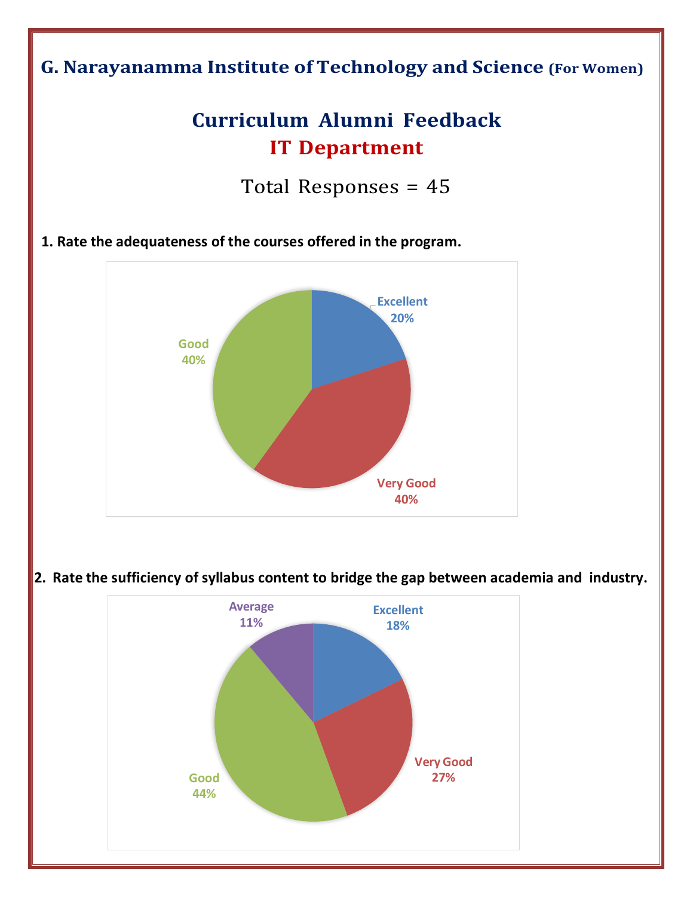# G. Narayanamma Institute of Technology and Science (For Women)

## Curriculum Alumni Feedback

## IT Department

Total Responses = 45

**1. Rate the adequateness of the courses offered in the program.**

Excellent 20%
Very Good 40%
Good 40%

**2. Rate the sufficiency of syllabus content to bridge the gap between academia and industry.**

Excellent 18%
Very Good 27%
Good 44%
Average 11%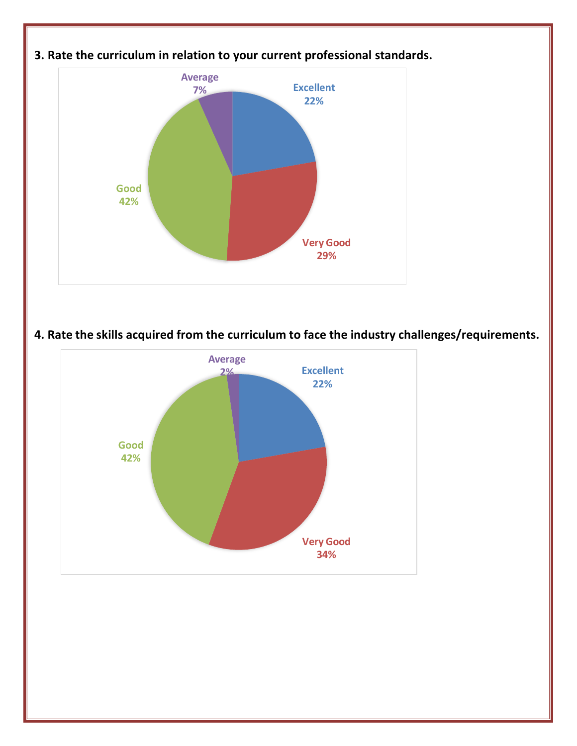**3. Rate the curriculum in relation to your current professional standards.**

Average 7%

Excellent 22%

Good 42%

Very Good 29%

**4. Rate the skills acquired from the curriculum to face the industry challenges/requirements.**

Average 2%

Excellent 22%

Good 42%

Very Good 34%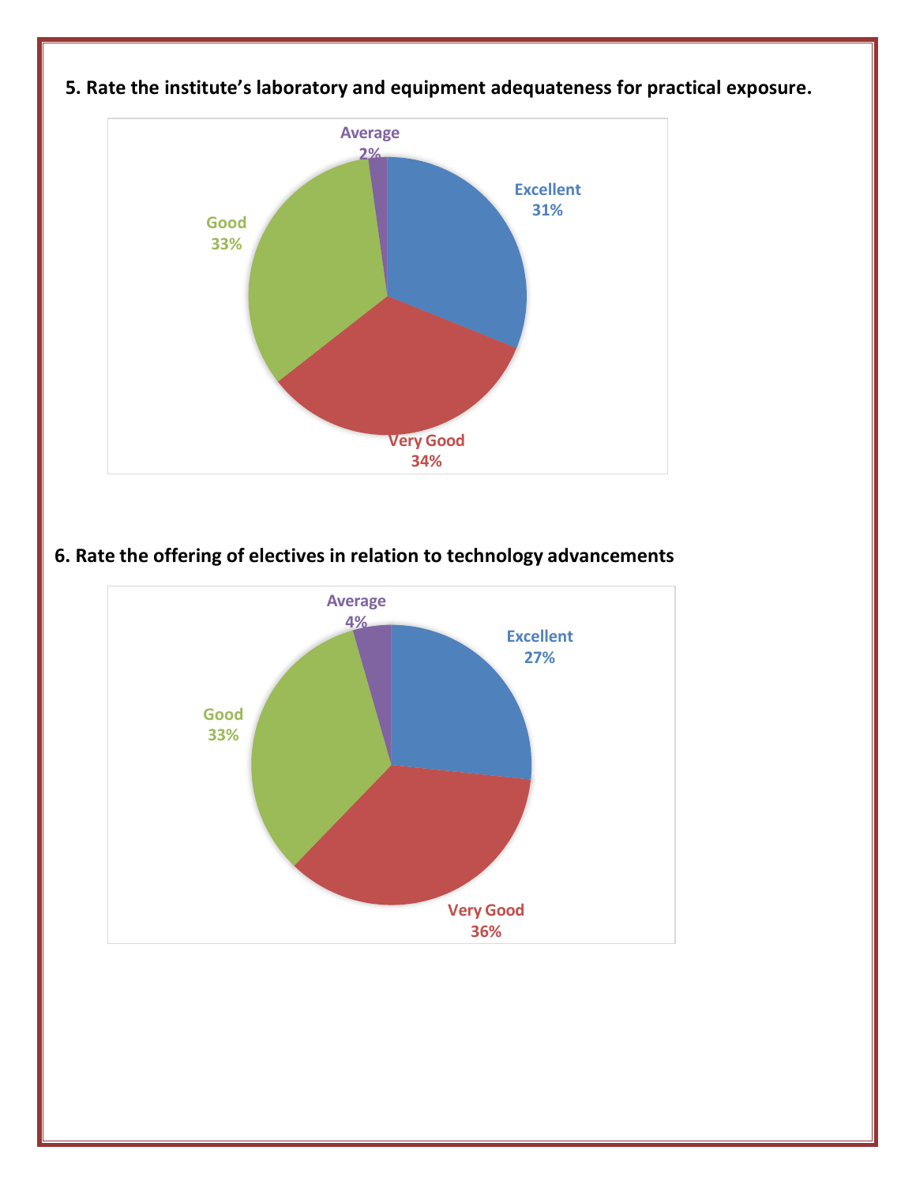**5. Rate the institute's laboratory and equipment adequateness for practical exposure.**

Average 2%

Excellent 31%

Good 33%

Very Good 34%

**6. Rate the offering of electives in relation to technology advancements**

Average 4%

Excellent 27%

Good 33%

Very Good 36%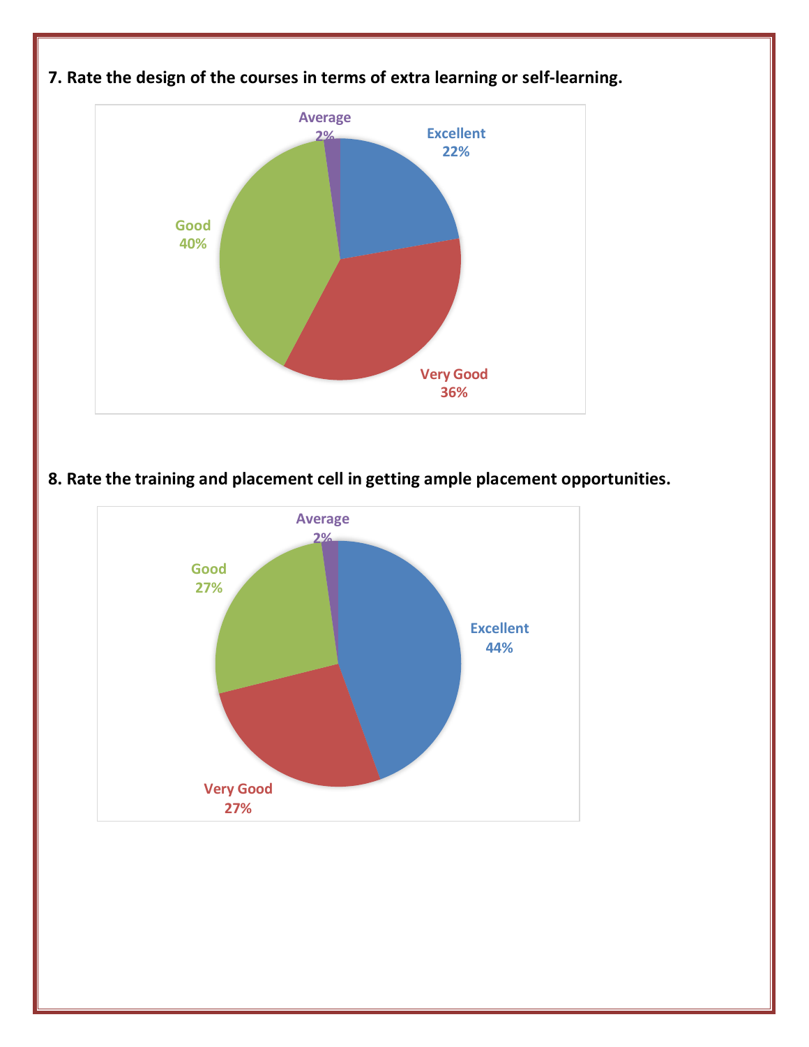**7. Rate the design of the courses in terms of extra learning or self-learning.**

| Rating | Percentage |
| --- | --- |
| Excellent | 22% |
| Very Good | 36% |
| Good | 40% |
| Average | 2% |

**8. Rate the training and placement cell in getting ample placement opportunities.**

| Rating | Percentage |
| --- | --- |
| Excellent | 44% |
| Very Good | 27% |
| Good | 27% |
| Average | 2% |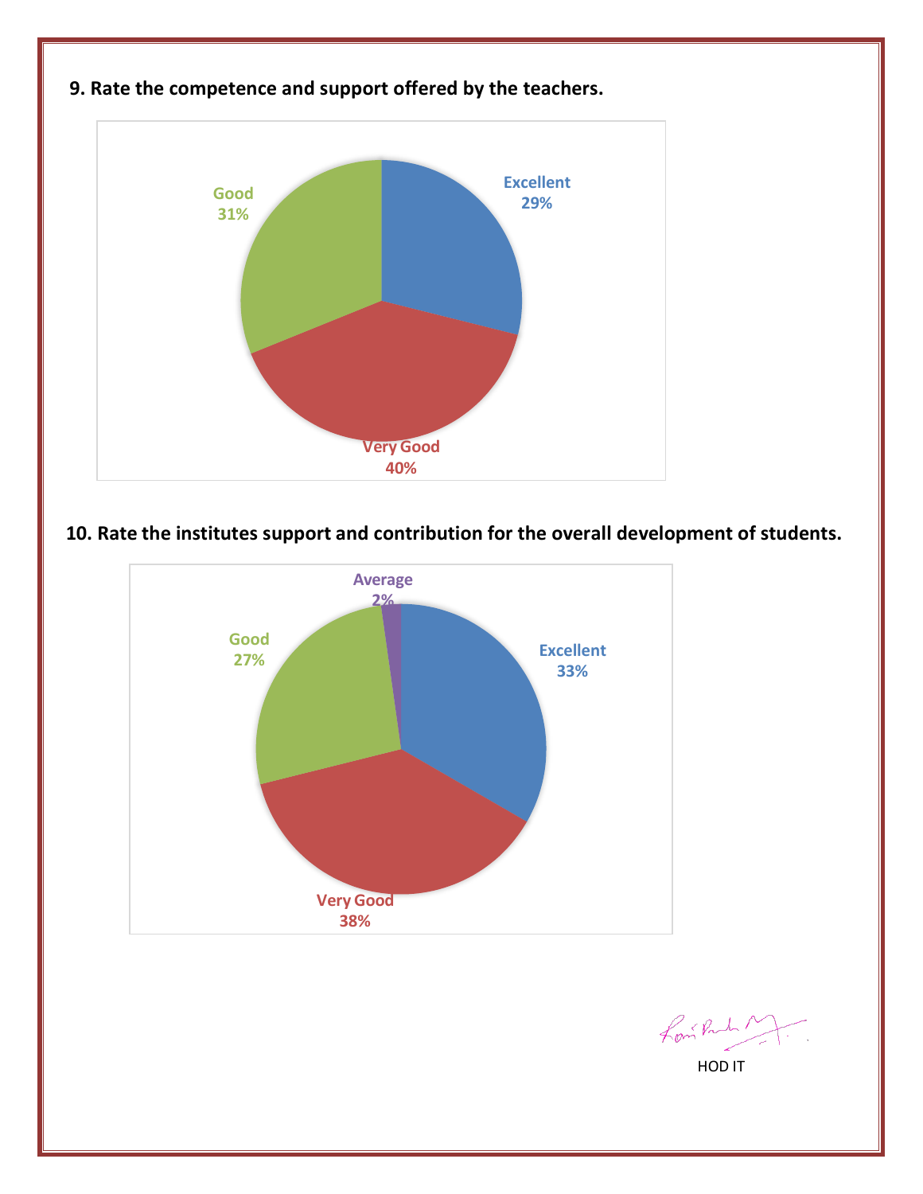**9. Rate the competence and support offered by the teachers.**

Good
31%

Excellent
29%

Very Good
40%

**10. Rate the institutes support and contribution for the overall development of students.**

Average
2%

Good
27%

Excellent
33%

Very Good
38%

HOD IT